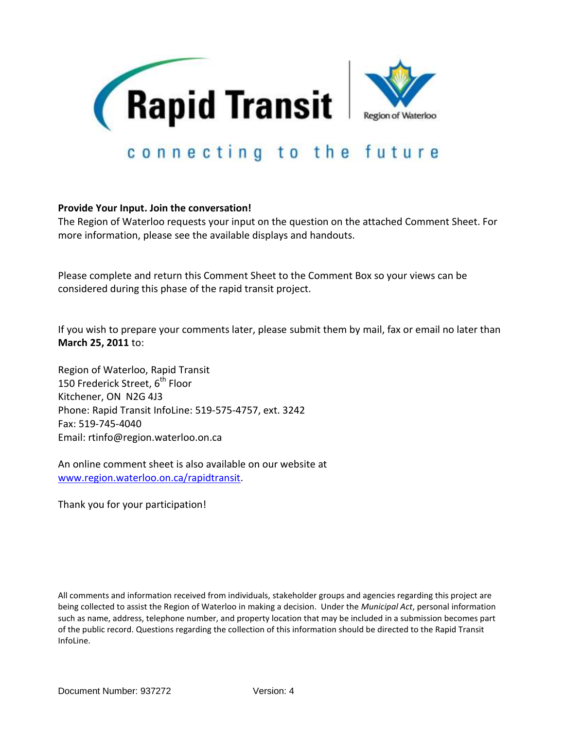# Rapid Transit

Region of Waterloo

connecting to the future

**Provide Your Input. Join the conversation!**
The Region of Waterloo requests your input on the question on the attached Comment Sheet. For more information, please see the available displays and handouts.

Please complete and return this Comment Sheet to the Comment Box so your views can be considered during this phase of the rapid transit project.

If you wish to prepare your comments later, please submit them by mail, fax or email no later than **March 25, 2011** to:

Region of Waterloo, Rapid Transit
150 Frederick Street, 6th Floor
Kitchener, ON N2G 4J3
Phone: Rapid Transit InfoLine: 519-575-4757, ext. 3242
Fax: 519-745-4040
Email: rtinfo@region.waterloo.on.ca

An online comment sheet is also available on our website at www.region.waterloo.on.ca/rapidtransit.

Thank you for your participation!

All comments and information received from individuals, stakeholder groups and agencies regarding this project are being collected to assist the Region of Waterloo in making a decision. Under the *Municipal Act*, personal information such as name, address, telephone number, and property location that may be included in a submission becomes part of the public record. Questions regarding the collection of this information should be directed to the Rapid Transit InfoLine.

Document Number: 937272 Version: 4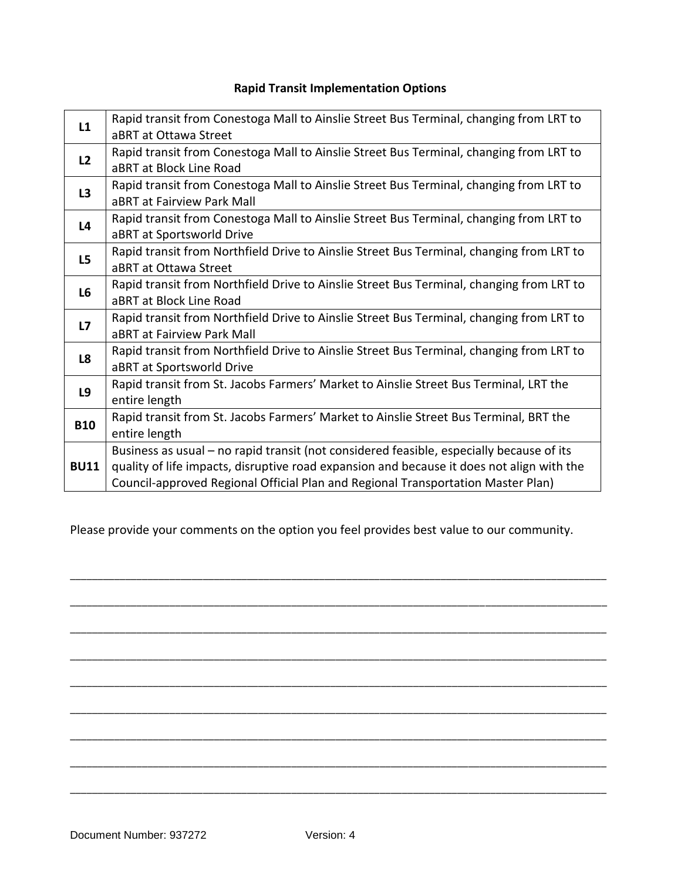**Rapid Transit Implementation Options**

| | |
|---|---|
| **L1** | Rapid transit from Conestoga Mall to Ainslie Street Bus Terminal, changing from LRT to aBRT at Ottawa Street |
| **L2** | Rapid transit from Conestoga Mall to Ainslie Street Bus Terminal, changing from LRT to aBRT at Block Line Road |
| **L3** | Rapid transit from Conestoga Mall to Ainslie Street Bus Terminal, changing from LRT to aBRT at Fairview Park Mall |
| **L4** | Rapid transit from Conestoga Mall to Ainslie Street Bus Terminal, changing from LRT to aBRT at Sportsworld Drive |
| **L5** | Rapid transit from Northfield Drive to Ainslie Street Bus Terminal, changing from LRT to aBRT at Ottawa Street |
| **L6** | Rapid transit from Northfield Drive to Ainslie Street Bus Terminal, changing from LRT to aBRT at Block Line Road |
| **L7** | Rapid transit from Northfield Drive to Ainslie Street Bus Terminal, changing from LRT to aBRT at Fairview Park Mall |
| **L8** | Rapid transit from Northfield Drive to Ainslie Street Bus Terminal, changing from LRT to aBRT at Sportsworld Drive |
| **L9** | Rapid transit from St. Jacobs Farmers' Market to Ainslie Street Bus Terminal, LRT the entire length |
| **B10** | Rapid transit from St. Jacobs Farmers' Market to Ainslie Street Bus Terminal, BRT the entire length |
| **BU11** | Business as usual – no rapid transit (not considered feasible, especially because of its quality of life impacts, disruptive road expansion and because it does not align with the Council-approved Regional Official Plan and Regional Transportation Master Plan) |

Please provide your comments on the option you feel provides best value to our community.

_______________________________________________________________________________

_______________________________________________________________________________

_______________________________________________________________________________

_______________________________________________________________________________

_______________________________________________________________________________

_______________________________________________________________________________

_______________________________________________________________________________

_______________________________________________________________________________

_______________________________________________________________________________

Document Number: 937272 Version: 4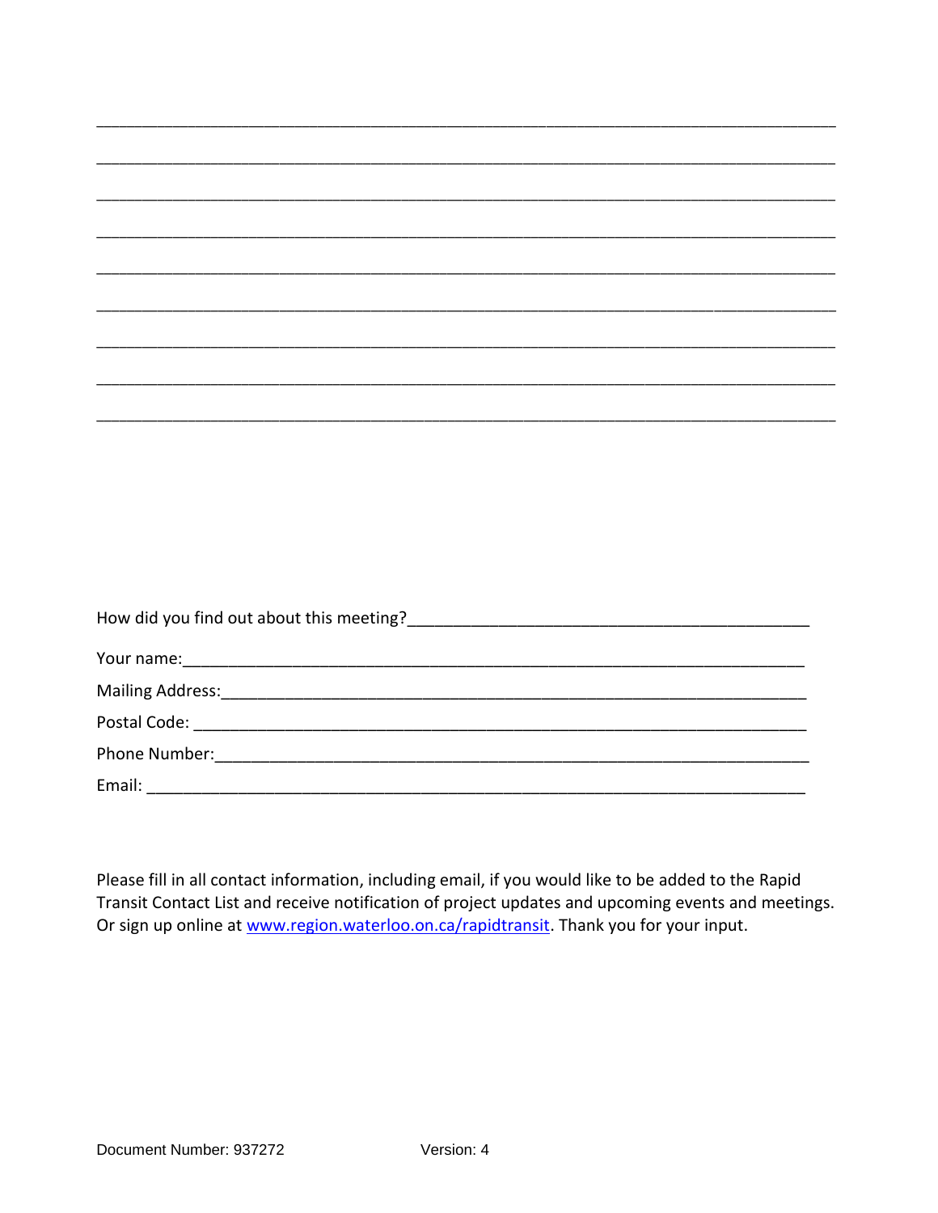______________________________________________________________________________

______________________________________________________________________________

______________________________________________________________________________

______________________________________________________________________________

______________________________________________________________________________

______________________________________________________________________________

______________________________________________________________________________

______________________________________________________________________________

______________________________________________________________________________

How did you find out about this meeting?_____________________________________________

Your name:_____________________________________________________________________

Mailing Address:_________________________________________________________________

Postal Code: ____________________________________________________________________

Phone Number:__________________________________________________________________

Email: _________________________________________________________________________

Please fill in all contact information, including email, if you would like to be added to the Rapid Transit Contact List and receive notification of project updates and upcoming events and meetings. Or sign up online at [www.region.waterloo.on.ca/rapidtransit](http://www.region.waterloo.on.ca/rapidtransit). Thank you for your input.

Document Number: 937272 Version: 4